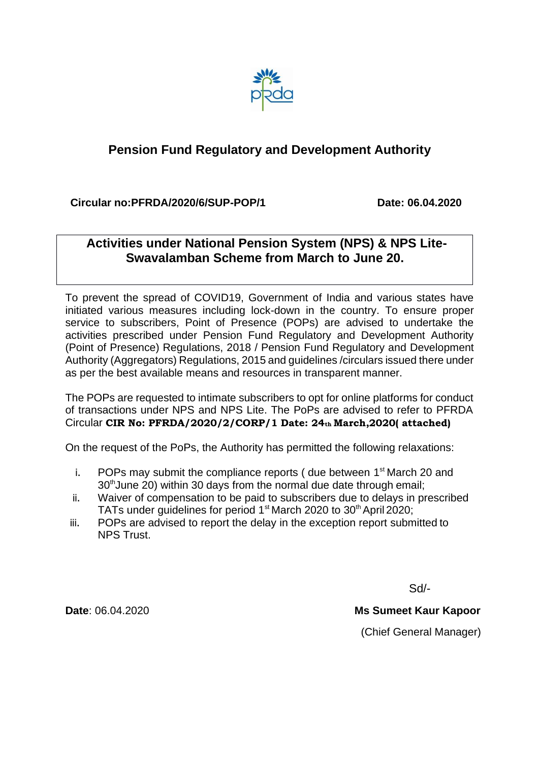# Pension Fund Regulatory and Development Authority

**Circular no:PFRDA/2020/6/SUP-POP/1** **Date: 06.04.2020**

## Activities under National Pension System (NPS) & NPS Lite-Swavalamban Scheme from March to June 20.

To prevent the spread of COVID19, Government of India and various states have initiated various measures including lock-down in the country. To ensure proper service to subscribers, Point of Presence (POPs) are advised to undertake the activities prescribed under Pension Fund Regulatory and Development Authority (Point of Presence) Regulations, 2018 / Pension Fund Regulatory and Development Authority (Aggregators) Regulations, 2015 and guidelines /circulars issued there under as per the best available means and resources in transparent manner.

The POPs are requested to intimate subscribers to opt for online platforms for conduct of transactions under NPS and NPS Lite. The PoPs are advised to refer to PFRDA Circular **CIR No: PFRDA/2020/2/CORP/1 Date: 24th March,2020( attached)**

On the request of the PoPs, the Authority has permitted the following relaxations:

i. POPs may submit the compliance reports ( due between 1st March 20 and 30th June 20) within 30 days from the normal due date through email;
ii. Waiver of compensation to be paid to subscribers due to delays in prescribed TATs under guidelines for period 1st March 2020 to 30th April 2020;
iii. POPs are advised to report the delay in the exception report submitted to NPS Trust.

Sd/-

**Date**: 06.04.2020

**Ms Sumeet Kaur Kapoor**

(Chief General Manager)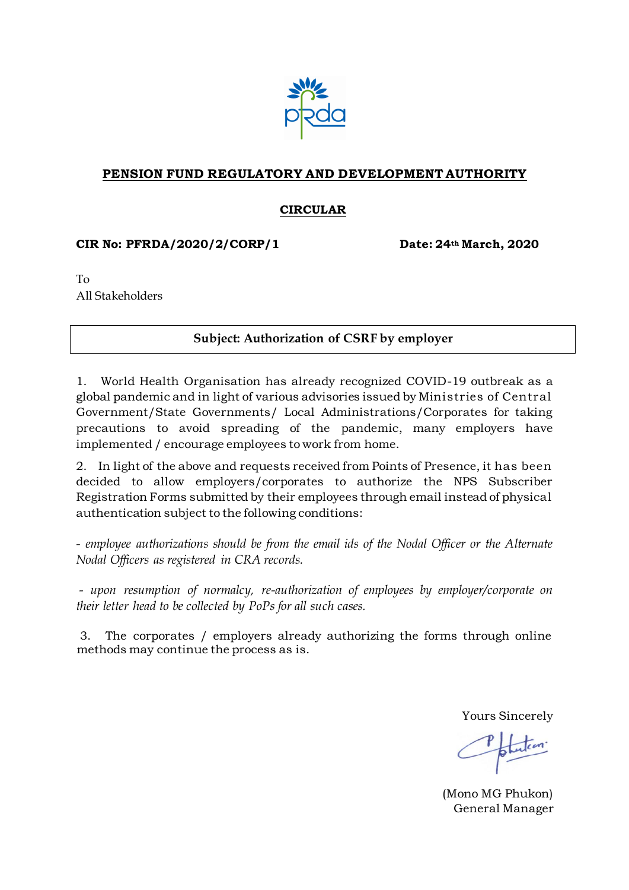# PENSION FUND REGULATORY AND DEVELOPMENT AUTHORITY

## CIRCULAR

**CIR No: PFRDA/2020/2/CORP/1** **Date: 24th March, 2020**

To
All Stakeholders

**Subject: Authorization of CSRF by employer**

1. World Health Organisation has already recognized COVID-19 outbreak as a global pandemic and in light of various advisories issued by Ministries of Central Government/State Governments/ Local Administrations/Corporates for taking precautions to avoid spreading of the pandemic, many employers have implemented / encourage employees to work from home.

2. In light of the above and requests received from Points of Presence, it has been decided to allow employers/corporates to authorize the NPS Subscriber Registration Forms submitted by their employees through email instead of physical authentication subject to the following conditions:

- *employee authorizations should be from the email ids of the Nodal Officer or the Alternate Nodal Officers as registered in CRA records.*

- *upon resumption of normalcy, re-authorization of employees by employer/corporate on their letter head to be collected by PoPs for all such cases.*

3. The corporates / employers already authorizing the forms through online methods may continue the process as is.

Yours Sincerely

(Mono MG Phukon)
General Manager